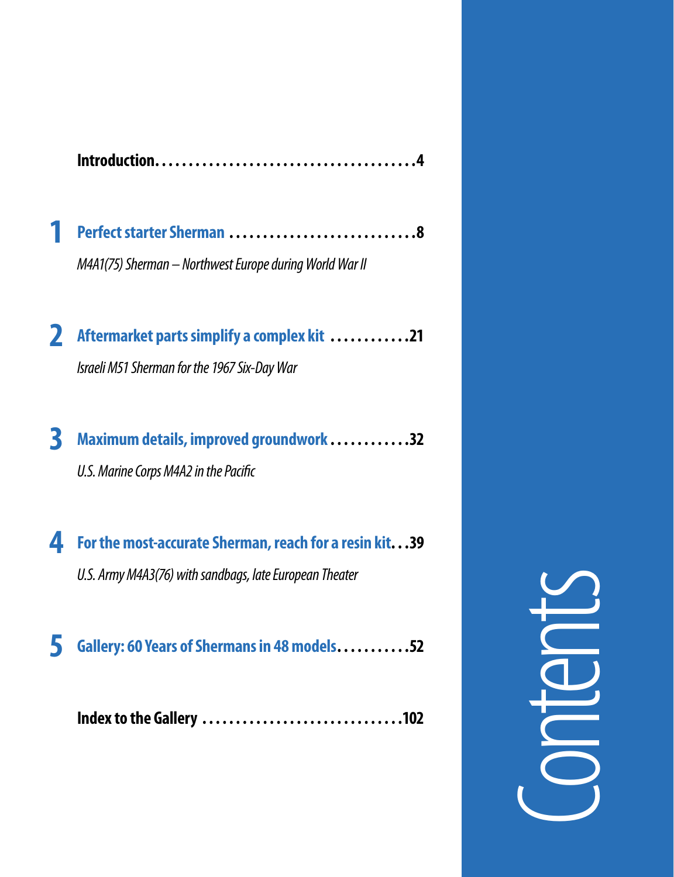# Contents

**Introduction** .................................... 4

**1 Perfect starter Sherman** .................................... 8

*M4A1(75) Sherman – Northwest Europe during World War II*

**2 Aftermarket parts simplify a complex kit** .................................... 21

*Israeli M51 Sherman for the 1967 Six-Day War*

**3 Maximum details, improved groundwork** .................................... 32

*U.S. Marine Corps M4A2 in the Pacific*

**4 For the most-accurate Sherman, reach for a resin kit** .................................... 39

*U.S. Army M4A3(76) with sandbags, late European Theater*

**5 Gallery: 60 Years of Shermans in 48 models** .................................... 52

**Index to the Gallery** .................................... 102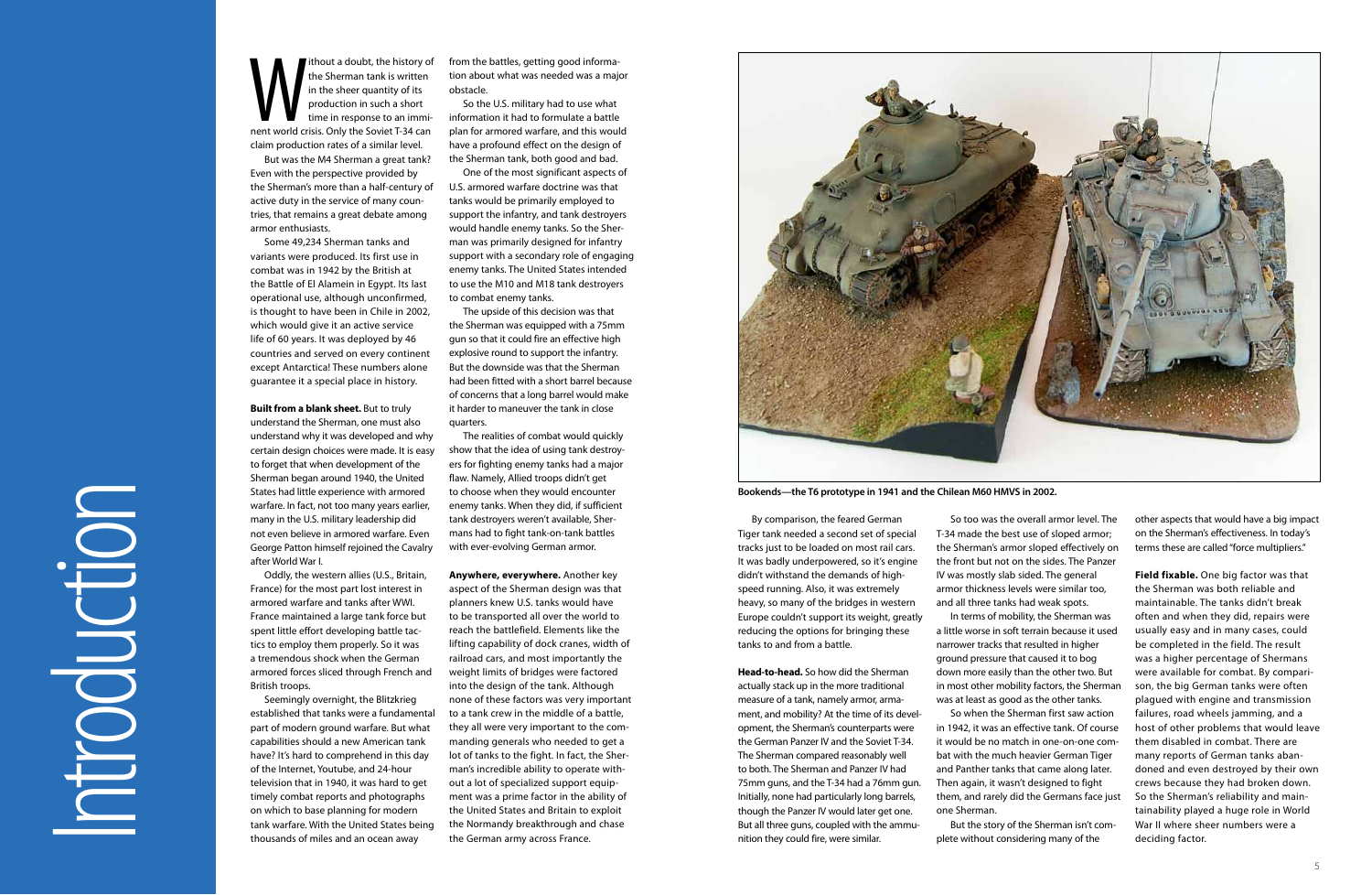# Introduction

Without a doubt, the history of the Sherman tank is written in the sheer quantity of its production in such a short time in response to an imminent world crisis. Only the Soviet T-34 can claim production rates of a similar level.

But was the M4 Sherman a great tank? Even with the perspective provided by the Sherman's more than a half-century of active duty in the service of many countries, that remains a great debate among armor enthusiasts.

Some 49,234 Sherman tanks and variants were produced. Its first use in combat was in 1942 by the British at the Battle of El Alamein in Egypt. Its last operational use, although unconfirmed, is thought to have been in Chile in 2002, which would give it an active service life of 60 years. It was deployed by 46 countries and served on every continent except Antarctica! These numbers alone guarantee it a special place in history.

**Built from a blank sheet.** But to truly understand the Sherman, one must also understand why it was developed and why certain design choices were made. It is easy to forget that when development of the Sherman began around 1940, the United States had little experience with armored warfare. In fact, not too many years earlier, many in the U.S. military leadership did not even believe in armored warfare. Even George Patton himself rejoined the Cavalry after World War I.

Oddly, the western allies (U.S., Britain, France) for the most part lost interest in armored warfare and tanks after WWI. France maintained a large tank force but spent little effort developing battle tactics to employ them properly. So it was a tremendous shock when the German armored forces sliced through French and British troops.

Seemingly overnight, the Blitzkrieg established that tanks were a fundamental part of modern ground warfare. But what capabilities should a new American tank have? It's hard to comprehend in this day of the Internet, Youtube, and 24-hour television that in 1940, it was hard to get timely combat reports and photographs on which to base planning for modern tank warfare. With the United States being thousands of miles and an ocean away from the battles, getting good information about what was needed was a major obstacle.

So the U.S. military had to use what information it had to formulate a battle plan for armored warfare, and this would have a profound effect on the design of the Sherman tank, both good and bad.

One of the most significant aspects of U.S. armored warfare doctrine was that tanks would be primarily employed to support the infantry, and tank destroyers would handle enemy tanks. So the Sherman was primarily designed for infantry support with a secondary role of engaging enemy tanks. The United States intended to use the M10 and M18 tank destroyers to combat enemy tanks.

The upside of this decision was that the Sherman was equipped with a 75mm gun so that it could fire an effective high explosive round to support the infantry. But the downside was that the Sherman had been fitted with a short barrel because of concerns that a long barrel would make it harder to maneuver the tank in close quarters.

The realities of combat would quickly show that the idea of using tank destroyers for fighting enemy tanks had a major flaw. Namely, Allied troops didn't get to choose when they would encounter enemy tanks. When they did, if sufficient tank destroyers weren't available, Shermans had to fight tank-on-tank battles with ever-evolving German armor.

**Anywhere, everywhere.** Another key aspect of the Sherman design was that planners knew U.S. tanks would have to be transported all over the world to reach the battlefield. Elements like the lifting capability of dock cranes, width of railroad cars, and most importantly the weight limits of bridges were factored into the design of the tank. Although none of these factors was very important to a tank crew in the middle of a battle, they all were very important to the commanding generals who needed to get a lot of tanks to the fight. In fact, the Sherman's incredible ability to operate without a lot of specialized support equipment was a prime factor in the ability of the United States and Britain to exploit the Normandy breakthrough and chase the German army across France.

**Bookends—the T6 prototype in 1941 and the Chilean M60 HMVS in 2002.**

By comparison, the feared German Tiger tank needed a second set of special tracks just to be loaded on most rail cars. It was badly underpowered, so it's engine didn't withstand the demands of high-speed running. Also, it was extremely heavy, so many of the bridges in western Europe couldn't support its weight, greatly reducing the options for bringing these tanks to and from a battle.

**Head-to-head.** So how did the Sherman actually stack up in the more traditional measure of a tank, namely armor, armament, and mobility? At the time of its development, the Sherman's counterparts were the German Panzer IV and the Soviet T-34. The Sherman compared reasonably well to both. The Sherman and Panzer IV had 75mm guns, and the T-34 had a 76mm gun. Initially, none had particularly long barrels, though the Panzer IV would later get one. But all three guns, coupled with the ammunition they could fire, were similar.

So too was the overall armor level. The T-34 made the best use of sloped armor; the Sherman's armor sloped effectively on the front but not on the sides. The Panzer IV was mostly slab sided. The general armor thickness levels were similar too, and all three tanks had weak spots.

In terms of mobility, the Sherman was a little worse in soft terrain because it used narrower tracks that resulted in higher ground pressure that caused it to bog down more easily than the other two. But in most other mobility factors, the Sherman was at least as good as the other tanks.

So when the Sherman first saw action in 1942, it was an effective tank. Of course it would be no match in one-on-one combat with the much heavier German Tiger and Panther tanks that came along later. Then again, it wasn't designed to fight them, and rarely did the Germans face just one Sherman.

But the story of the Sherman isn't complete without considering many of the other aspects that would have a big impact on the Sherman's effectiveness. In today's terms these are called "force multipliers."

**Field fixable.** One big factor was that the Sherman was both reliable and maintainable. The tanks didn't break often and when they did, repairs were usually easy and in many cases, could be completed in the field. The result was a higher percentage of Shermans were available for combat. By comparison, the big German tanks were often plagued with engine and transmission failures, road wheels jamming, and a host of other problems that would leave them disabled in combat. There are many reports of German tanks abandoned and even destroyed by their own crews because they had broken down. So the Sherman's reliability and maintainability played a huge role in World War II where sheer numbers were a deciding factor.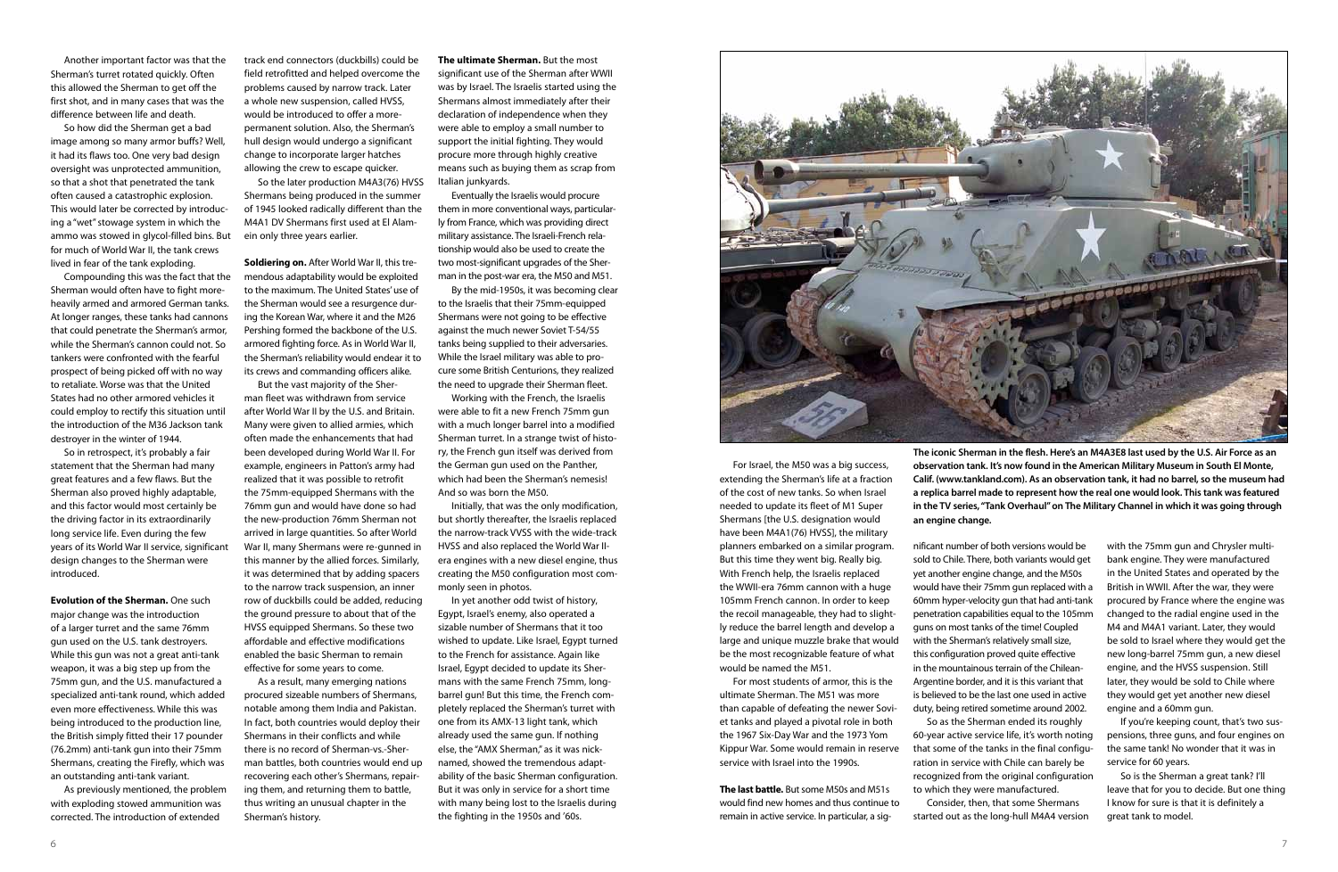Another important factor was that the Sherman's turret rotated quickly. Often this allowed the Sherman to get off the first shot, and in many cases that was the difference between life and death.

So how did the Sherman get a bad image among so many armor buffs? Well, it had its flaws too. One very bad design oversight was unprotected ammunition, so that a shot that penetrated the tank often caused a catastrophic explosion. This would later be corrected by introducing a "wet" stowage system in which the ammo was stowed in glycol-filled bins. But for much of World War II, the tank crews lived in fear of the tank exploding.

Compounding this was the fact that the Sherman would often have to fight more-heavily armed and armored German tanks. At longer ranges, these tanks had cannons that could penetrate the Sherman's armor, while the Sherman's cannon could not. So tankers were confronted with the fearful prospect of being picked off with no way to retaliate. Worse was that the United States had no other armored vehicles it could employ to rectify this situation until the introduction of the M36 Jackson tank destroyer in the winter of 1944.

So in retrospect, it's probably a fair statement that the Sherman had many great features and a few flaws. But the Sherman also proved highly adaptable, and this factor would most certainly be the driving factor in its extraordinarily long service life. Even during the few years of its World War II service, significant design changes to the Sherman were introduced.

**Evolution of the Sherman.** One such major change was the introduction of a larger turret and the same 76mm gun used on the U.S. tank destroyers. While this gun was not a great anti-tank weapon, it was a big step up from the 75mm gun, and the U.S. manufactured a specialized anti-tank round, which added even more effectiveness. While this was being introduced to the production line, the British simply fitted their 17 pounder (76.2mm) anti-tank gun into their 75mm Shermans, creating the Firefly, which was an outstanding anti-tank variant.

As previously mentioned, the problem with exploding stowed ammunition was corrected. The introduction of extended track end connectors (duckbills) could be field retrofitted and helped overcome the problems caused by narrow track. Later a whole new suspension, called HVSS, would be introduced to offer a more-permanent solution. Also, the Sherman's hull design would undergo a significant change to incorporate larger hatches allowing the crew to escape quicker.

So the later production M4A3(76) HVSS Shermans being produced in the summer of 1945 looked radically different than the M4A1 DV Shermans first used at El Alamein only three years earlier.

**Soldiering on.** After World War II, this tremendous adaptability would be exploited to the maximum. The United States' use of the Sherman would see a resurgence during the Korean War, where it and the M26 Pershing formed the backbone of the U.S. armored fighting force. As in World War II, the Sherman's reliability would endear it to its crews and commanding officers alike.

But the vast majority of the Sherman fleet was withdrawn from service after World War II by the U.S. and Britain. Many were given to allied armies, which often made the enhancements that had been developed during World War II. For example, engineers in Patton's army had realized that it was possible to retrofit the 75mm-equipped Shermans with the 76mm gun and would have done so had the new-production 76mm Sherman not arrived in large quantities. So after World War II, many Shermans were re-gunned in this manner by the allied forces. Similarly, it was determined that by adding spacers to the narrow track suspension, an inner row of duckbills could be added, reducing the ground pressure to about that of the HVSS equipped Shermans. So these two affordable and effective modifications enabled the basic Sherman to remain effective for some years to come.

As a result, many emerging nations procured sizeable numbers of Shermans, notable among them India and Pakistan. In fact, both countries would deploy their Shermans in their conflicts and while there is no record of Sherman-vs.-Sherman battles, both countries would end up recovering each other's Shermans, repairing them, and returning them to battle, thus writing an unusual chapter in the Sherman's history.

**The ultimate Sherman.** But the most significant use of the Sherman after WWII was by Israel. The Israelis started using the Shermans almost immediately after their declaration of independence when they were able to employ a small number to support the initial fighting. They would procure more through highly creative means such as buying them as scrap from Italian junkyards.

Eventually the Israelis would procure them in more conventional ways, particularly from France, which was providing direct military assistance. The Israeli-French relationship would also be used to create the two most-significant upgrades of the Sherman in the post-war era, the M50 and M51.

By the mid-1950s, it was becoming clear to the Israelis that their 75mm-equipped Shermans were not going to be effective against the much newer Soviet T-54/55 tanks being supplied to their adversaries. While the Israel military was able to procure some British Centurions, they realized the need to upgrade their Sherman fleet.

Working with the French, the Israelis were able to fit a new French 75mm gun with a much longer barrel into a modified Sherman turret. In a strange twist of history, the French gun itself was derived from the German gun used on the Panther, which had been the Sherman's nemesis! And so was born the M50.

Initially, that was the only modification, but shortly thereafter, the Israelis replaced the narrow-track VVSS with the wide-track HVSS and also replaced the World War II-era engines with a new diesel engine, thus creating the M50 configuration most commonly seen in photos.

In yet another odd twist of history, Egypt, Israel's enemy, also operated a sizable number of Shermans that it too wished to update. Like Israel, Egypt turned to the French for assistance. Again like Israel, Egypt decided to update its Shermans with the same French 75mm, long-barrel gun! But this time, the French completely replaced the Sherman's turret with one from its AMX-13 light tank, which already used the same gun. If nothing else, the "AMX Sherman," as it was nicknamed, showed the tremendous adaptability of the basic Sherman configuration. But it was only in service for a short time with many being lost to the Israelis during the fighting in the 1950s and '60s.

**The iconic Sherman in the flesh. Here's an M4A3E8 last used by the U.S. Air Force as an observation tank. It's now found in the American Military Museum in South El Monte, Calif. (www.tankland.com). As an observation tank, it had no barrel, so the museum had a replica barrel made to represent how the real one would look. This tank was featured in the TV series, "Tank Overhaul" on The Military Channel in which it was going through an engine change.**

For Israel, the M50 was a big success, extending the Sherman's life at a fraction of the cost of new tanks. So when Israel needed to update its fleet of M1 Super Shermans [the U.S. designation would have been M4A1(76) HVSS], the military planners embarked on a similar program. But this time they went big. Really big. With French help, the Israelis replaced the WWII-era 76mm cannon with a huge 105mm French cannon. In order to keep the recoil manageable, they had to slightly reduce the barrel length and develop a large and unique muzzle brake that would be the most recognizable feature of what would be named the M51.

For most students of armor, this is the ultimate Sherman. The M51 was more than capable of defeating the newer Soviet tanks and played a pivotal role in both the 1967 Six-Day War and the 1973 Yom Kippur War. Some would remain in reserve service with Israel into the 1990s.

**The last battle.** But some M50s and M51s would find new homes and thus continue to remain in active service. In particular, a significant number of both versions would be sold to Chile. There, both variants would get yet another engine change, and the M50s would have their 75mm gun replaced with a 60mm hyper-velocity gun that had anti-tank penetration capabilities equal to the 105mm guns on most tanks of the time! Coupled with the Sherman's relatively small size, this configuration proved quite effective in the mountainous terrain of the Chilean-Argentine border, and it is this variant that is believed to be the last one used in active duty, being retired sometime around 2002.

So as the Sherman ended its roughly 60-year active service life, it's worth noting that some of the tanks in the final configuration in service with Chile can barely be recognized from the original configuration to which they were manufactured.

Consider, then, that some Shermans started out as the long-hull M4A4 version with the 75mm gun and Chrysler multi-bank engine. They were manufactured in the United States and operated by the British in WWII. After the war, they were procured by France where the engine was changed to the radial engine used in the M4 and M4A1 variant. Later, they would be sold to Israel where they would get the new long-barrel 75mm gun, a new diesel engine, and the HVSS suspension. Still later, they would be sold to Chile where they would get yet another new diesel engine and a 60mm gun.

If you're keeping count, that's two suspensions, three guns, and four engines on the same tank! No wonder that it was in service for 60 years.

So is the Sherman a great tank? I'll leave that for you to decide. But one thing I know for sure is that it is definitely a great tank to model.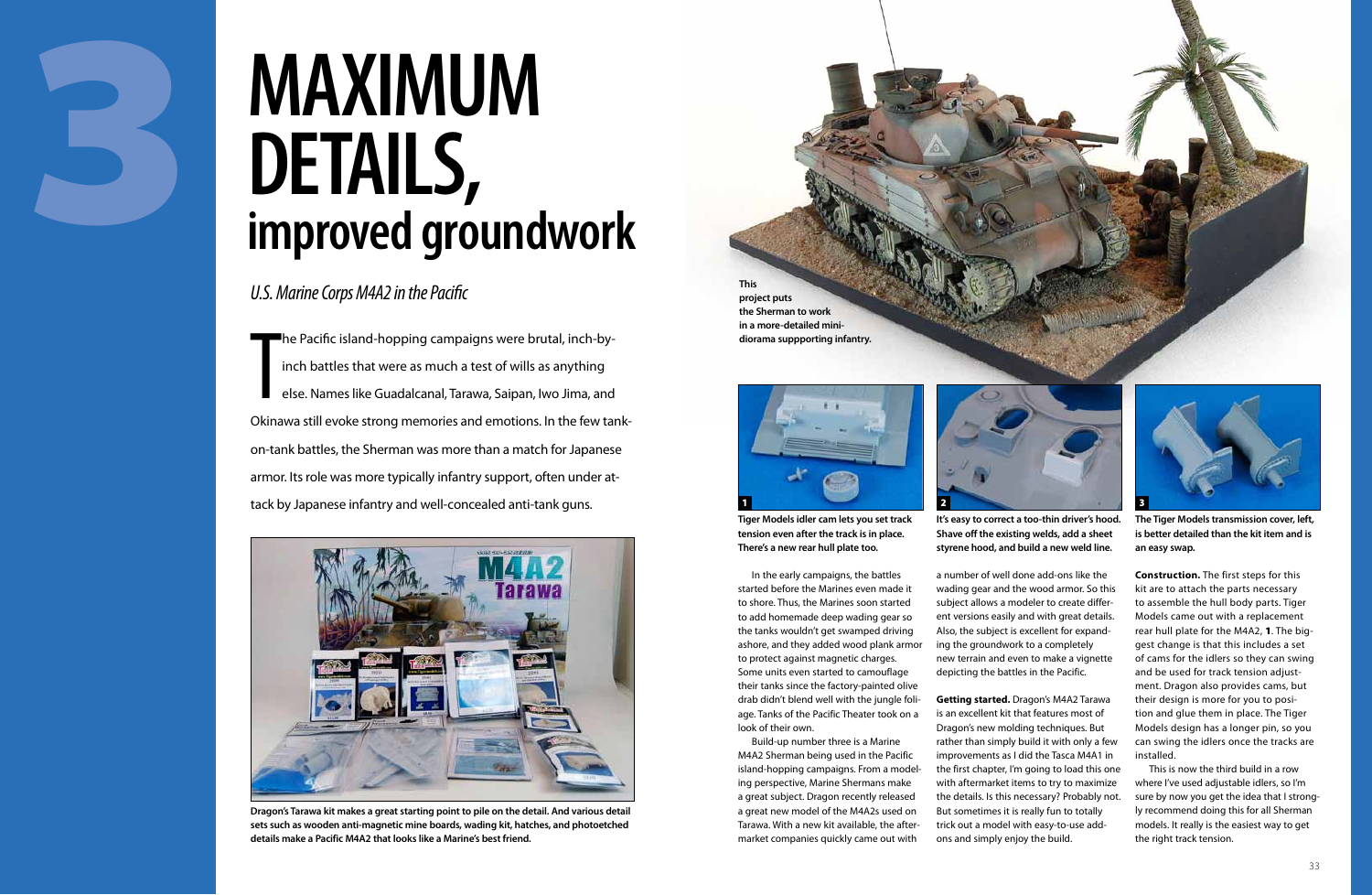# 3

# MAXIMUM DETAILS, improved groundwork

*U.S. Marine Corps M4A2 in the Pacific*

The Pacific island-hopping campaigns were brutal, inch-by-inch battles that were as much a test of wills as anything else. Names like Guadalcanal, Tarawa, Saipan, Iwo Jima, and Okinawa still evoke strong memories and emotions. In the few tank-on-tank battles, the Sherman was more than a match for Japanese armor. Its role was more typically infantry support, often under attack by Japanese infantry and well-concealed anti-tank guns.

**Dragon's Tarawa kit makes a great starting point to pile on the detail. And various detail sets such as wooden anti-magnetic mine boards, wading kit, hatches, and photoetched details make a Pacific M4A2 that looks like a Marine's best friend.**

**This project puts the Sherman to work in a more-detailed mini-diorama suppporting infantry.**

**1** **Tiger Models idler cam lets you set track tension even after the track is in place. There's a new rear hull plate too.**

**2** **It's easy to correct a too-thin driver's hood. Shave off the existing welds, add a sheet styrene hood, and build a new weld line.**

**3** **The Tiger Models transmission cover, left, is better detailed than the kit item and is an easy swap.**

In the early campaigns, the battles started before the Marines even made it to shore. Thus, the Marines soon started to add homemade deep wading gear so the tanks wouldn't get swamped driving ashore, and they added wood plank armor to protect against magnetic charges. Some units even started to camouflage their tanks since the factory-painted olive drab didn't blend well with the jungle foliage. Tanks of the Pacific Theater took on a look of their own.

Build-up number three is a Marine M4A2 Sherman being used in the Pacific island-hopping campaigns. From a modeling perspective, Marine Shermans make a great subject. Dragon recently released a great new model of the M4A2s used on Tarawa. With a new kit available, the aftermarket companies quickly came out with a number of well done add-ons like the wading gear and the wood armor. So this subject allows a modeler to create different versions easily and with great details. Also, the subject is excellent for expanding the groundwork to a completely new terrain and even to make a vignette depicting the battles in the Pacific.

**Getting started.** Dragon's M4A2 Tarawa is an excellent kit that features most of Dragon's new molding techniques. But rather than simply build it with only a few improvements as I did the Tasca M4A1 in the first chapter, I'm going to load this one with aftermarket items to try to maximize the details. Is this necessary? Probably not. But sometimes it is really fun to totally trick out a model with easy-to-use add-ons and simply enjoy the build.

**Construction.** The first steps for this kit are to attach the parts necessary to assemble the hull body parts. Tiger Models came out with a replacement rear hull plate for the M4A2, **1**. The biggest change is that this includes a set of cams for the idlers so they can swing and be used for track tension adjustment. Dragon also provides cams, but their design is more for you to position and glue them in place. The Tiger Models design has a longer pin, so you can swing the idlers once the tracks are installed.

This is now the third build in a row where I've used adjustable idlers, so I'm sure by now you get the idea that I strongly recommend doing this for all Sherman models. It really is the easiest way to get the right track tension.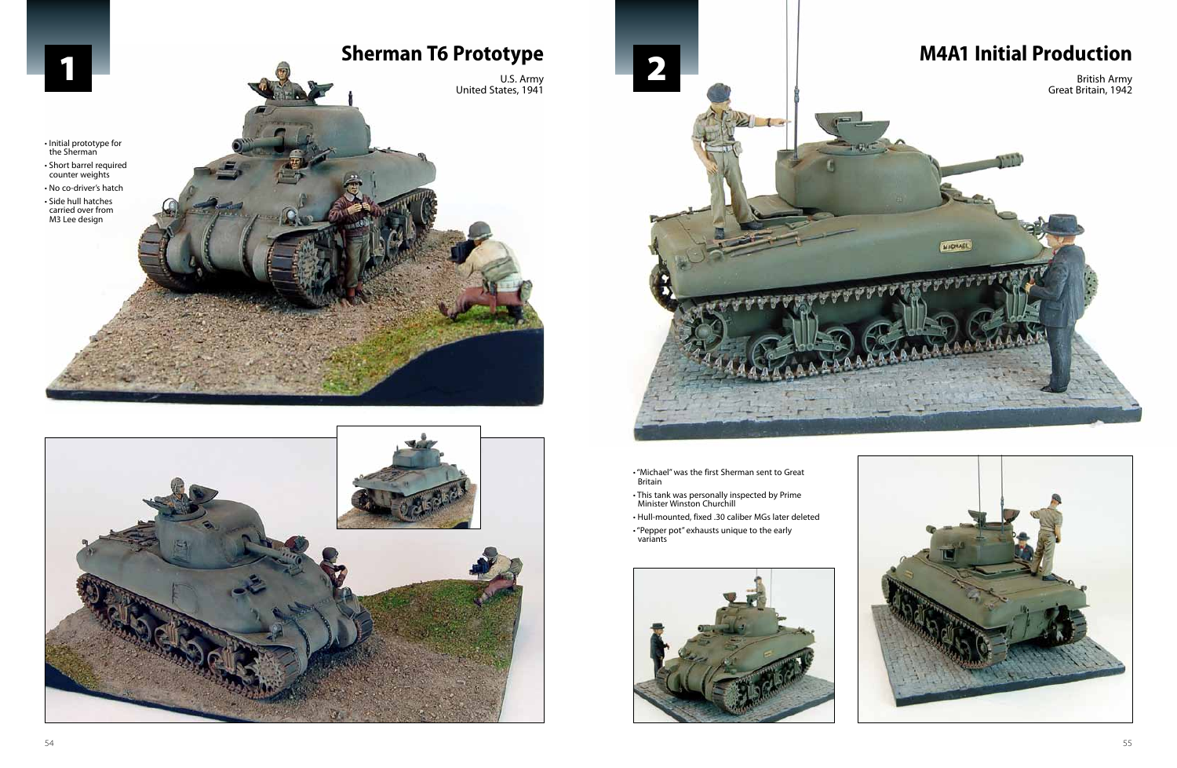# 1

## Sherman T6 Prototype

U.S. Army
United States, 1941

- Initial prototype for the Sherman
- Short barrel required counter weights
- No co-driver's hatch
- Side hull hatches carried over from M3 Lee design

# 2

## M4A1 Initial Production

British Army
Great Britain, 1942

- "Michael" was the first Sherman sent to Great Britain
- This tank was personally inspected by Prime Minister Winston Churchill
- Hull-mounted, fixed .30 caliber MGs later deleted
- "Pepper pot" exhausts unique to the early variants